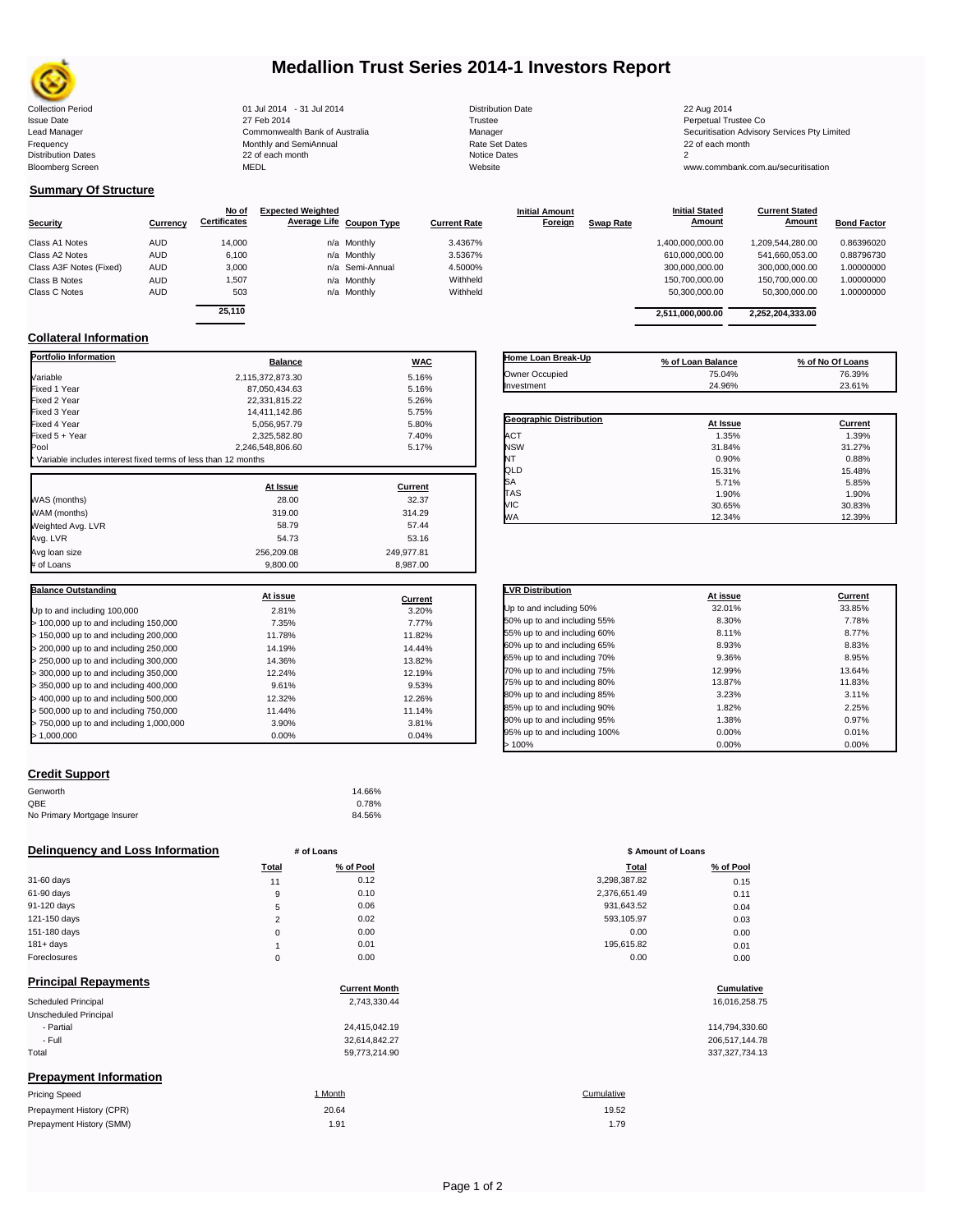# Medallion Trust Series 2014-1 Investors Report

| | | | |
|---|---|---|---|
| Collection Period | 01 Jul 2014 - 31 Jul 2014 | Distribution Date | 22 Aug 2014 |
| Issue Date | 27 Feb 2014 | Trustee | Perpetual Trustee Co |
| Lead Manager | Commonwealth Bank of Australia | Manager | Securitisation Advisory Services Pty Limited |
| Frequency | Monthly and SemiAnnual | Rate Set Dates | 22 of each month |
| Distribution Dates | 22 of each month | Notice Dates | 2 |
| Bloomberg Screen | MEDL | Website | www.commbank.com.au/securitisation |

## Summary Of Structure

| Security | Currency | No of Certificates | Expected Weighted Average Life | Coupon Type | Current Rate | Initial Amount Foreign | Swap Rate | Initial Stated Amount | Current Stated Amount | Bond Factor |
|---|---|---|---|---|---|---|---|---|---|---|
| Class A1 Notes | AUD | 14,000 | n/a | Monthly | 3.4367% | | | 1,400,000,000.00 | 1,209,544,280.00 | 0.86396020 |
| Class A2 Notes | AUD | 6,100 | n/a | Monthly | 3.5367% | | | 610,000,000.00 | 541,660,053.00 | 0.88796730 |
| Class A3F Notes (Fixed) | AUD | 3,000 | n/a | Semi-Annual | 4.5000% | | | 300,000,000.00 | 300,000,000.00 | 1.00000000 |
| Class B Notes | AUD | 1,507 | n/a | Monthly | Withheld | | | 150,700,000.00 | 150,700,000.00 | 1.00000000 |
| Class C Notes | AUD | 503 | n/a | Monthly | Withheld | | | 50,300,000.00 | 50,300,000.00 | 1.00000000 |
| | | 25,110 | | | | | | 2,511,000,000.00 | 2,252,204,333.00 | |

## Collateral Information

| Portfolio Information | Balance | WAC |
|---|---|---|
| Variable | 2,115,372,873.30 | 5.16% |
| Fixed 1 Year | 87,050,434.63 | 5.16% |
| Fixed 2 Year | 22,331,815.22 | 5.26% |
| Fixed 3 Year | 14,411,142.86 | 5.75% |
| Fixed 4 Year | 5,056,957.79 | 5.80% |
| Fixed 5 + Year | 2,325,582.80 | 7.40% |
| Pool | 2,246,548,806.60 | 5.17% |

* Variable includes interest fixed terms of less than 12 months

| | At Issue | Current |
|---|---|---|
| WAS (months) | 28.00 | 32.37 |
| WAM (months) | 319.00 | 314.29 |
| Weighted Avg. LVR | 58.79 | 57.44 |
| Avg. LVR | 54.73 | 53.16 |
| Avg loan size | 256,209.08 | 249,977.81 |
| # of Loans | 9,800.00 | 8,987.00 |

| Home Loan Break-Up | % of Loan Balance | % of No Of Loans |
|---|---|---|
| Owner Occupied | 75.04% | 76.39% |
| Investment | 24.96% | 23.61% |

| Geographic Distribution | At Issue | Current |
|---|---|---|
| ACT | 1.35% | 1.39% |
| NSW | 31.84% | 31.27% |
| NT | 0.90% | 0.88% |
| QLD | 15.31% | 15.48% |
| SA | 5.71% | 5.85% |
| TAS | 1.90% | 1.90% |
| VIC | 30.65% | 30.83% |
| WA | 12.34% | 12.39% |

| Balance Outstanding | At issue | Current |
|---|---|---|
| Up to and including 100,000 | 2.81% | 3.20% |
| > 100,000 up to and including 150,000 | 7.35% | 7.77% |
| > 150,000 up to and including 200,000 | 11.78% | 11.82% |
| > 200,000 up to and including 250,000 | 14.19% | 14.44% |
| > 250,000 up to and including 300,000 | 14.36% | 13.82% |
| > 300,000 up to and including 350,000 | 12.24% | 12.19% |
| > 350,000 up to and including 400,000 | 9.61% | 9.53% |
| > 400,000 up to and including 500,000 | 12.32% | 12.26% |
| > 500,000 up to and including 750,000 | 11.44% | 11.14% |
| > 750,000 up to and including 1,000,000 | 3.90% | 3.81% |
| > 1,000,000 | 0.00% | 0.04% |

| LVR Distribution | At issue | Current |
|---|---|---|
| Up to and including 50% | 32.01% | 33.85% |
| 50% up to and including 55% | 8.30% | 7.78% |
| 55% up to and including 60% | 8.11% | 8.77% |
| 60% up to and including 65% | 8.93% | 8.83% |
| 65% up to and including 70% | 9.36% | 8.95% |
| 70% up to and including 75% | 12.99% | 13.64% |
| 75% up to and including 80% | 13.87% | 11.83% |
| 80% up to and including 85% | 3.23% | 3.11% |
| 85% up to and including 90% | 1.82% | 2.25% |
| 90% up to and including 95% | 1.38% | 0.97% |
| 95% up to and including 100% | 0.00% | 0.01% |
| > 100% | 0.00% | 0.00% |

## Credit Support

| | |
|---|---|
| Genworth | 14.66% |
| QBE | 0.78% |
| No Primary Mortgage Insurer | 84.56% |

## Delinquency and Loss Information

| | # of Loans Total | # of Loans % of Pool | \$ Amount of Loans Total | \$ Amount of Loans % of Pool |
|---|---|---|---|---|
| 31-60 days | 11 | 0.12 | 3,298,387.82 | 0.15 |
| 61-90 days | 9 | 0.10 | 2,376,651.49 | 0.11 |
| 91-120 days | 5 | 0.06 | 931,643.52 | 0.04 |
| 121-150 days | 2 | 0.02 | 593,105.97 | 0.03 |
| 151-180 days | 0 | 0.00 | 0.00 | 0.00 |
| 181+ days | 1 | 0.01 | 195,615.82 | 0.01 |
| Foreclosures | 0 | 0.00 | 0.00 | 0.00 |

## Principal Repayments

| | Current Month | Cumulative |
|---|---|---|
| Scheduled Principal | 2,743,330.44 | 16,016,258.75 |
| Unscheduled Principal | | |
| - Partial | 24,415,042.19 | 114,794,330.60 |
| - Full | 32,614,842.27 | 206,517,144.78 |
| Total | 59,773,214.90 | 337,327,734.13 |

## Prepayment Information

| Pricing Speed | 1 Month | Cumulative |
|---|---|---|
| Prepayment History (CPR) | 20.64 | 19.52 |
| Prepayment History (SMM) | 1.91 | 1.79 |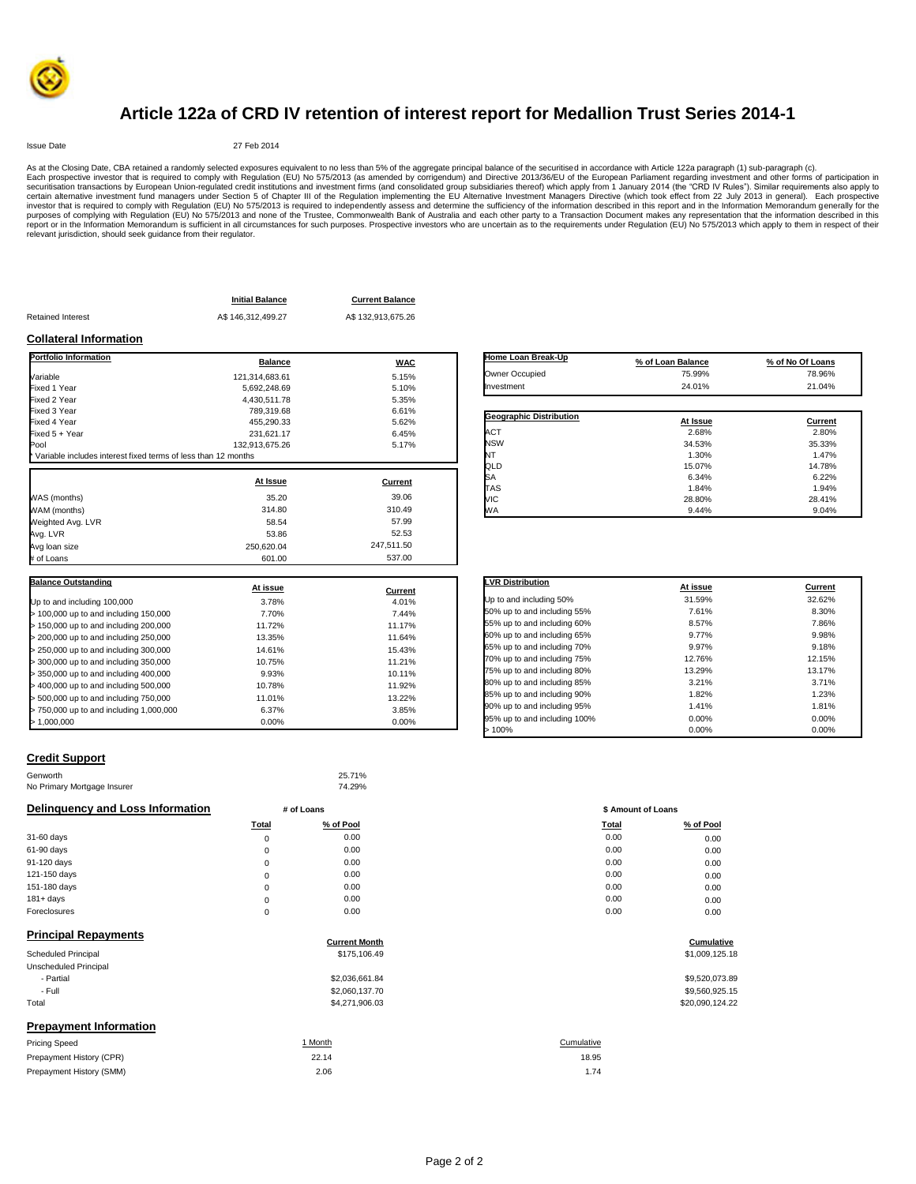# Article 122a of CRD IV retention of interest report for Medallion Trust Series 2014-1

Issue Date 27 Feb 2014

As at the Closing Date, CBA retained a randomly selected exposures equivalent to no less than 5% of the aggregate principal balance of the securitised in accordance with Article 122a paragraph (1) sub-paragraph (c). Each prospective investor that is required to comply with Regulation (EU) No 575/2013 (as amended by corrigendum) and Directive 2013/36/EU of the European Parliament regarding investment and other forms of participation in securitisation transactions by European Union-regulated credit institutions and investment firms (and consolidated group subsidiaries thereof) which apply from 1 January 2014 (the "CRD IV Rules"). Similar requirements also apply to certain alternative investment fund managers under Section 5 of Chapter III of the Regulation implementing the EU Alternative Investment Managers Directive (which took effect from 22 July 2013 in general). Each prospective investor that is required to comply with Regulation (EU) No 575/2013 is required to independently assess and determine the sufficiency of the information described in this report and in the Information Memorandum generally for the purposes of complying with Regulation (EU) No 575/2013 and none of the Trustee, Commonwealth Bank of Australia and each other party to a Transaction Document makes any representation that the information described in this report or in the Information Memorandum is sufficient in all circumstances for such purposes. Prospective investors who are uncertain as to the requirements under Regulation (EU) No 575/2013 which apply to them in respect of their relevant jurisdiction, should seek guidance from their regulator.

| | Initial Balance | Current Balance |
|---|---|---|
| Retained Interest | A$ 146,312,499.27 | A$ 132,913,675.26 |

## Collateral Information

| Portfolio Information | Balance | WAC |
|---|---|---|
| Variable | 121,314,683.61 | 5.15% |
| Fixed 1 Year | 5,692,248.69 | 5.10% |
| Fixed 2 Year | 4,430,511.78 | 5.35% |
| Fixed 3 Year | 789,319.68 | 6.61% |
| Fixed 4 Year | 455,290.33 | 5.62% |
| Fixed 5 + Year | 231,621.17 | 6.45% |
| Pool | 132,913,675.26 | 5.17% |

* Variable includes interest fixed terms of less than 12 months

| | At Issue | Current |
|---|---|---|
| WAS (months) | 35.20 | 39.06 |
| WAM (months) | 314.80 | 310.49 |
| Weighted Avg. LVR | 58.54 | 57.99 |
| Avg. LVR | 53.86 | 52.53 |
| Avg loan size | 250,620.04 | 247,511.50 |
| # of Loans | 601.00 | 537.00 |

| Balance Outstanding | At issue | Current |
|---|---|---|
| Up to and including 100,000 | 3.78% | 4.01% |
| > 100,000 up to and including 150,000 | 7.70% | 7.44% |
| > 150,000 up to and including 200,000 | 11.72% | 11.17% |
| > 200,000 up to and including 250,000 | 13.35% | 11.64% |
| > 250,000 up to and including 300,000 | 14.61% | 15.43% |
| > 300,000 up to and including 350,000 | 10.75% | 11.21% |
| > 350,000 up to and including 400,000 | 9.93% | 10.11% |
| > 400,000 up to and including 500,000 | 10.78% | 11.92% |
| > 500,000 up to and including 750,000 | 11.01% | 13.22% |
| > 750,000 up to and including 1,000,000 | 6.37% | 3.85% |
| > 1,000,000 | 0.00% | 0.00% |

| Home Loan Break-Up | % of Loan Balance | % of No Of Loans |
|---|---|---|
| Owner Occupied | 75.99% | 78.96% |
| Investment | 24.01% | 21.04% |

| Geographic Distribution | At Issue | Current |
|---|---|---|
| ACT | 2.68% | 2.80% |
| NSW | 34.53% | 35.33% |
| NT | 1.30% | 1.47% |
| QLD | 15.07% | 14.78% |
| SA | 6.34% | 6.22% |
| TAS | 1.84% | 1.94% |
| VIC | 28.80% | 28.41% |
| WA | 9.44% | 9.04% |

| LVR Distribution | At issue | Current |
|---|---|---|
| Up to and including 50% | 31.59% | 32.62% |
| 50% up to and including 55% | 7.61% | 8.30% |
| 55% up to and including 60% | 8.57% | 7.86% |
| 60% up to and including 65% | 9.77% | 9.98% |
| 65% up to and including 70% | 9.97% | 9.18% |
| 70% up to and including 75% | 12.76% | 12.15% |
| 75% up to and including 80% | 13.29% | 13.17% |
| 80% up to and including 85% | 3.21% | 3.71% |
| 85% up to and including 90% | 1.82% | 1.23% |
| 90% up to and including 95% | 1.41% | 1.81% |
| 95% up to and including 100% | 0.00% | 0.00% |
| > 100% | 0.00% | 0.00% |

## Credit Support

| | |
|---|---|
| Genworth | 25.71% |
| No Primary Mortgage Insurer | 74.29% |

## Delinquency and Loss Information

| | # of Loans Total | # of Loans % of Pool | $ Amount of Loans Total | $ Amount of Loans % of Pool |
|---|---|---|---|---|
| 31-60 days | 0 | 0.00 | 0.00 | 0.00 |
| 61-90 days | 0 | 0.00 | 0.00 | 0.00 |
| 91-120 days | 0 | 0.00 | 0.00 | 0.00 |
| 121-150 days | 0 | 0.00 | 0.00 | 0.00 |
| 151-180 days | 0 | 0.00 | 0.00 | 0.00 |
| 181+ days | 0 | 0.00 | 0.00 | 0.00 |
| Foreclosures | 0 | 0.00 | 0.00 | 0.00 |

## Principal Repayments

| | Current Month | Cumulative |
|---|---|---|
| Scheduled Principal | $175,106.49 | $1,009,125.18 |
| Unscheduled Principal | | |
| - Partial | $2,036,661.84 | $9,520,073.89 |
| - Full | $2,060,137.70 | $9,560,925.15 |
| Total | $4,271,906.03 | $20,090,124.22 |

## Prepayment Information

| Pricing Speed | 1 Month | Cumulative |
|---|---|---|
| Prepayment History (CPR) | 22.14 | 18.95 |
| Prepayment History (SMM) | 2.06 | 1.74 |